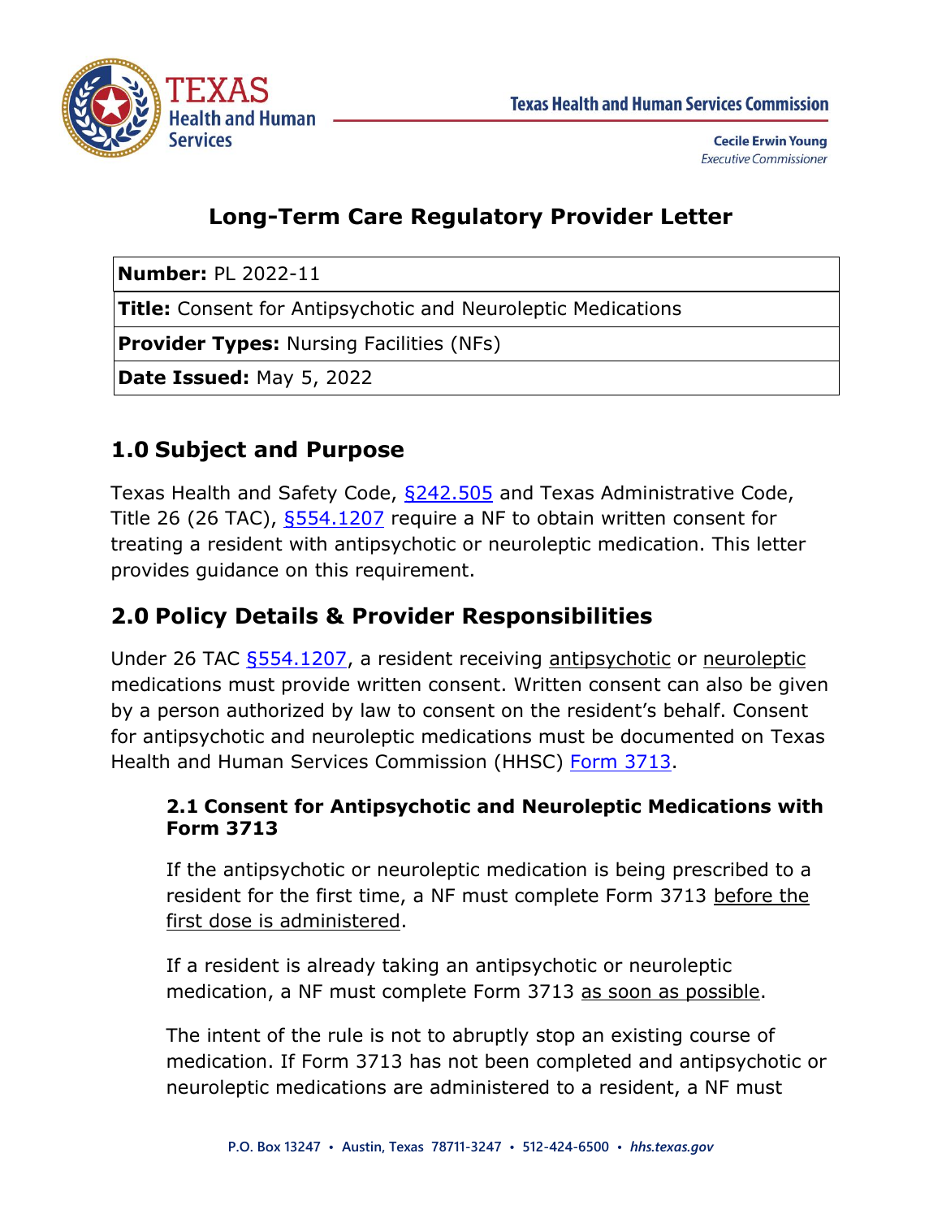Texas Health and Human Services Commission

Cecile Erwin Young
*Executive Commissioner*

# Long-Term Care Regulatory Provider Letter

| **Number:** PL 2022-11 |
|---|
| **Title:** Consent for Antipsychotic and Neuroleptic Medications |
| **Provider Types:** Nursing Facilities (NFs) |
| **Date Issued:** May 5, 2022 |

## 1.0 Subject and Purpose

Texas Health and Safety Code, §242.505 and Texas Administrative Code, Title 26 (26 TAC), §554.1207 require a NF to obtain written consent for treating a resident with antipsychotic or neuroleptic medication. This letter provides guidance on this requirement.

## 2.0 Policy Details & Provider Responsibilities

Under 26 TAC §554.1207, a resident receiving antipsychotic or neuroleptic medications must provide written consent. Written consent can also be given by a person authorized by law to consent on the resident's behalf. Consent for antipsychotic and neuroleptic medications must be documented on Texas Health and Human Services Commission (HHSC) Form 3713.

### 2.1 Consent for Antipsychotic and Neuroleptic Medications with Form 3713

If the antipsychotic or neuroleptic medication is being prescribed to a resident for the first time, a NF must complete Form 3713 before the first dose is administered.

If a resident is already taking an antipsychotic or neuroleptic medication, a NF must complete Form 3713 as soon as possible.

The intent of the rule is not to abruptly stop an existing course of medication. If Form 3713 has not been completed and antipsychotic or neuroleptic medications are administered to a resident, a NF must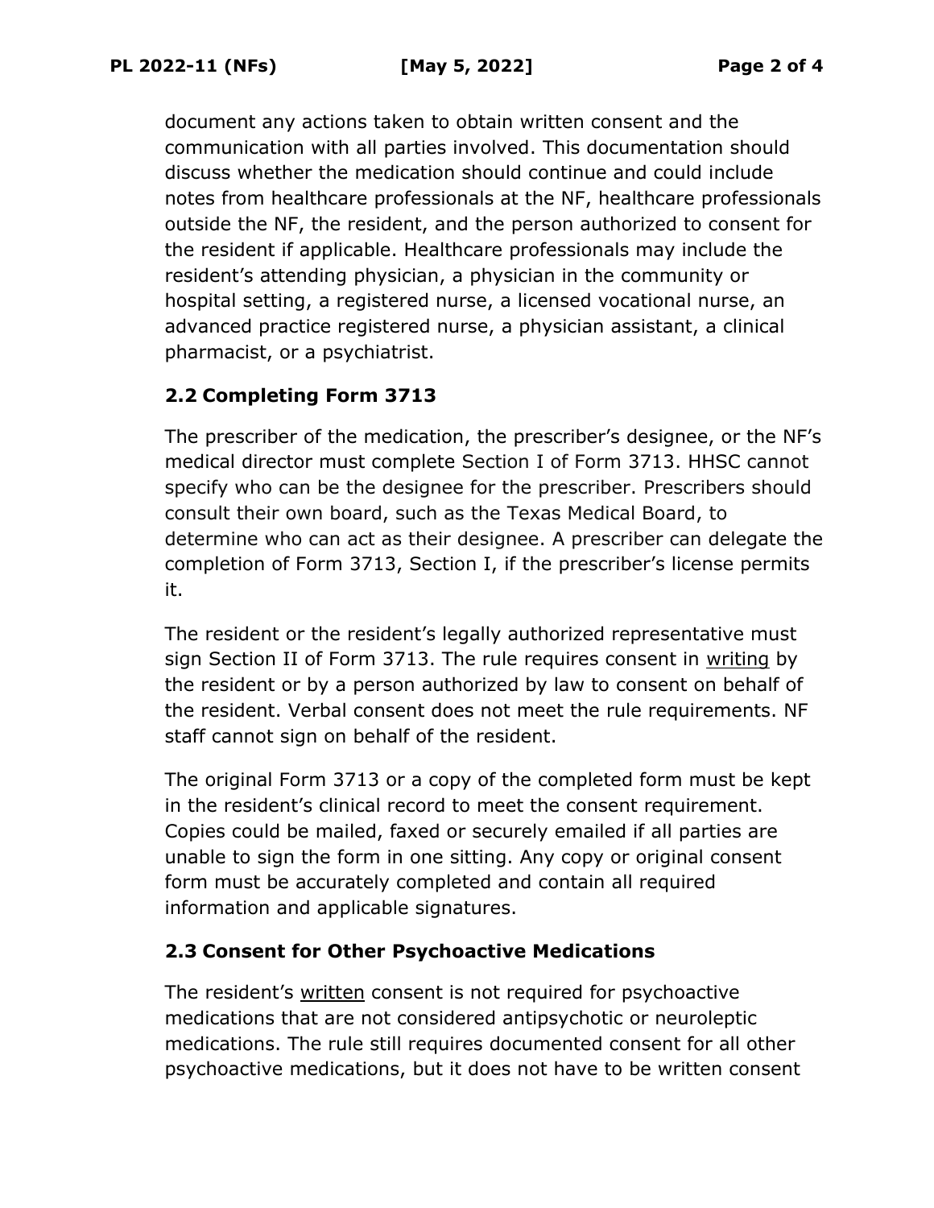document any actions taken to obtain written consent and the communication with all parties involved. This documentation should discuss whether the medication should continue and could include notes from healthcare professionals at the NF, healthcare professionals outside the NF, the resident, and the person authorized to consent for the resident if applicable. Healthcare professionals may include the resident's attending physician, a physician in the community or hospital setting, a registered nurse, a licensed vocational nurse, an advanced practice registered nurse, a physician assistant, a clinical pharmacist, or a psychiatrist.

### 2.2 Completing Form 3713

The prescriber of the medication, the prescriber's designee, or the NF's medical director must complete Section I of Form 3713. HHSC cannot specify who can be the designee for the prescriber. Prescribers should consult their own board, such as the Texas Medical Board, to determine who can act as their designee. A prescriber can delegate the completion of Form 3713, Section I, if the prescriber's license permits it.

The resident or the resident's legally authorized representative must sign Section II of Form 3713. The rule requires consent in <u>writing</u> by the resident or by a person authorized by law to consent on behalf of the resident. Verbal consent does not meet the rule requirements. NF staff cannot sign on behalf of the resident.

The original Form 3713 or a copy of the completed form must be kept in the resident's clinical record to meet the consent requirement. Copies could be mailed, faxed or securely emailed if all parties are unable to sign the form in one sitting. Any copy or original consent form must be accurately completed and contain all required information and applicable signatures.

### 2.3 Consent for Other Psychoactive Medications

The resident's <u>written</u> consent is not required for psychoactive medications that are not considered antipsychotic or neuroleptic medications. The rule still requires documented consent for all other psychoactive medications, but it does not have to be written consent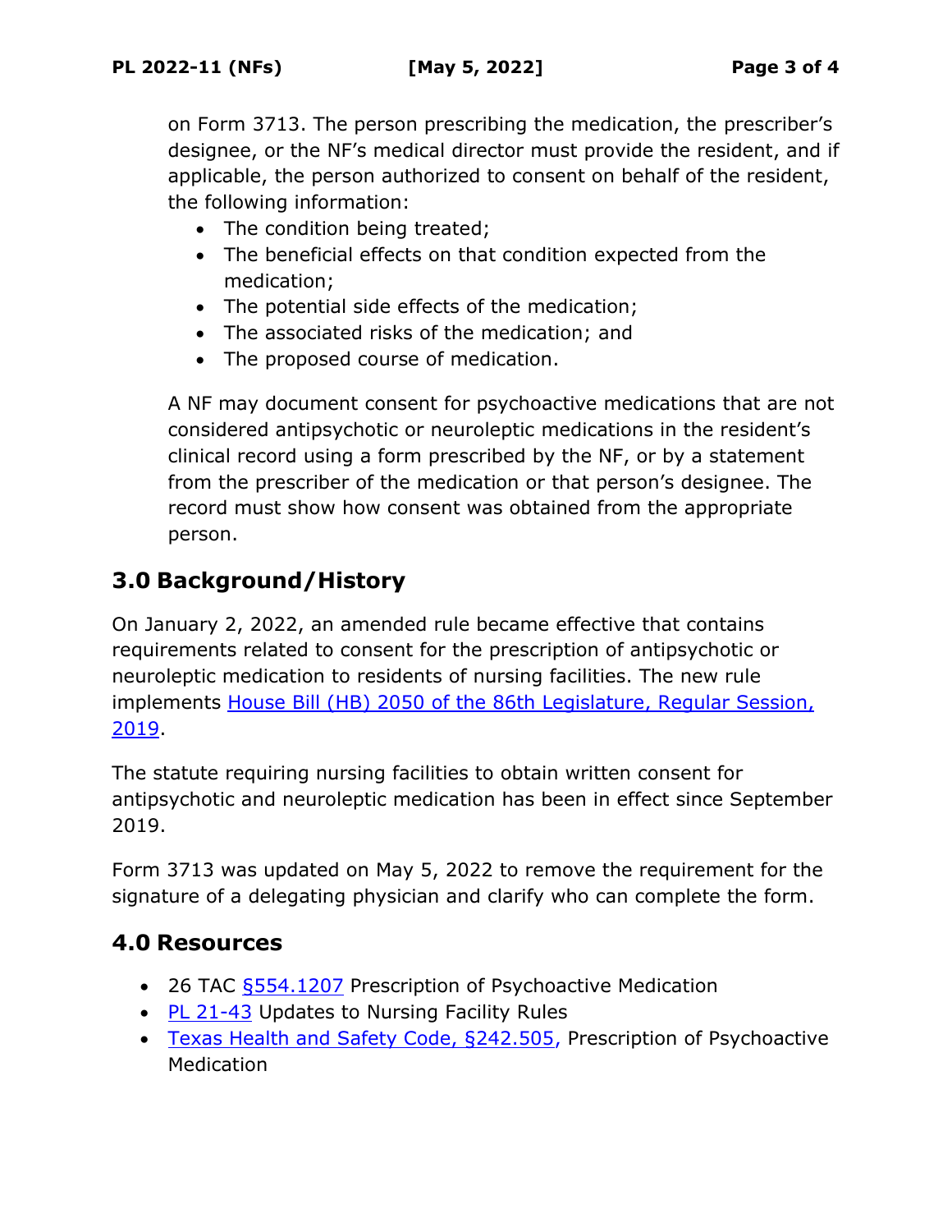on Form 3713. The person prescribing the medication, the prescriber's designee, or the NF's medical director must provide the resident, and if applicable, the person authorized to consent on behalf of the resident, the following information:

- The condition being treated;
- The beneficial effects on that condition expected from the medication;
- The potential side effects of the medication;
- The associated risks of the medication; and
- The proposed course of medication.

A NF may document consent for psychoactive medications that are not considered antipsychotic or neuroleptic medications in the resident's clinical record using a form prescribed by the NF, or by a statement from the prescriber of the medication or that person's designee. The record must show how consent was obtained from the appropriate person.

## 3.0 Background/History

On January 2, 2022, an amended rule became effective that contains requirements related to consent for the prescription of antipsychotic or neuroleptic medication to residents of nursing facilities. The new rule implements House Bill (HB) 2050 of the 86th Legislature, Regular Session, 2019.

The statute requiring nursing facilities to obtain written consent for antipsychotic and neuroleptic medication has been in effect since September 2019.

Form 3713 was updated on May 5, 2022 to remove the requirement for the signature of a delegating physician and clarify who can complete the form.

## 4.0 Resources

- 26 TAC §554.1207 Prescription of Psychoactive Medication
- PL 21-43 Updates to Nursing Facility Rules
- Texas Health and Safety Code, §242.505, Prescription of Psychoactive Medication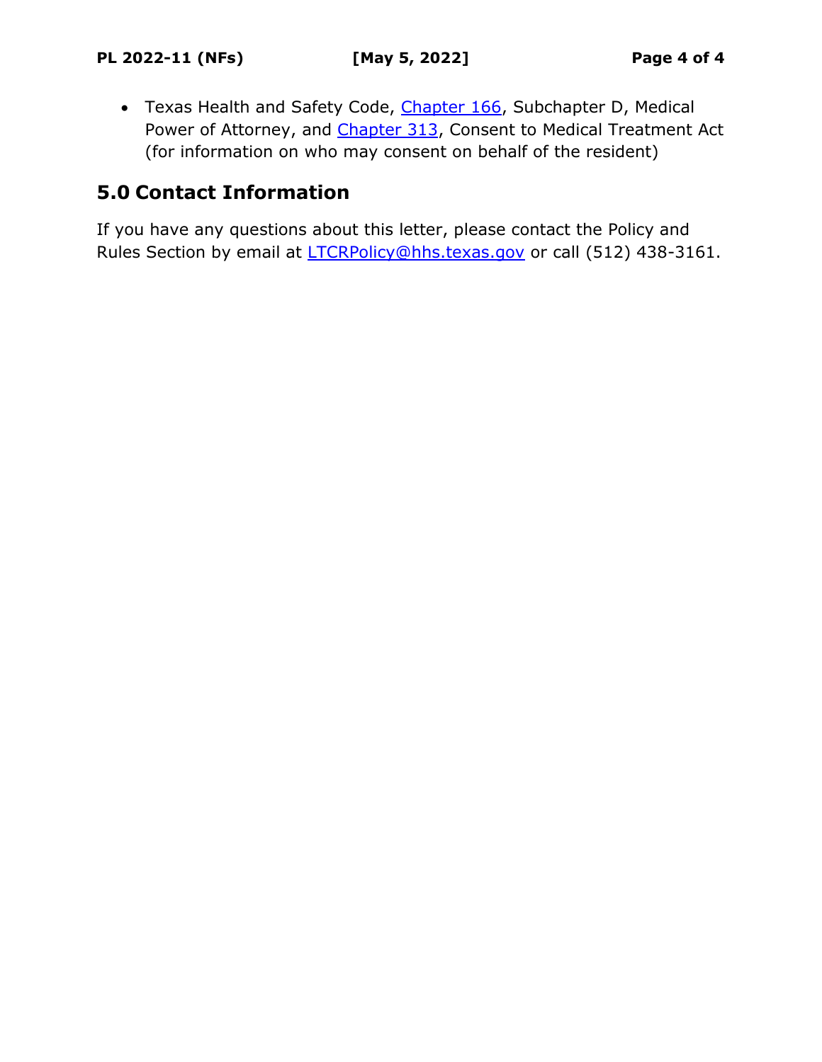- Texas Health and Safety Code, Chapter 166, Subchapter D, Medical Power of Attorney, and Chapter 313, Consent to Medical Treatment Act (for information on who may consent on behalf of the resident)

## 5.0 Contact Information

If you have any questions about this letter, please contact the Policy and Rules Section by email at LTCRPolicy@hhs.texas.gov or call (512) 438-3161.